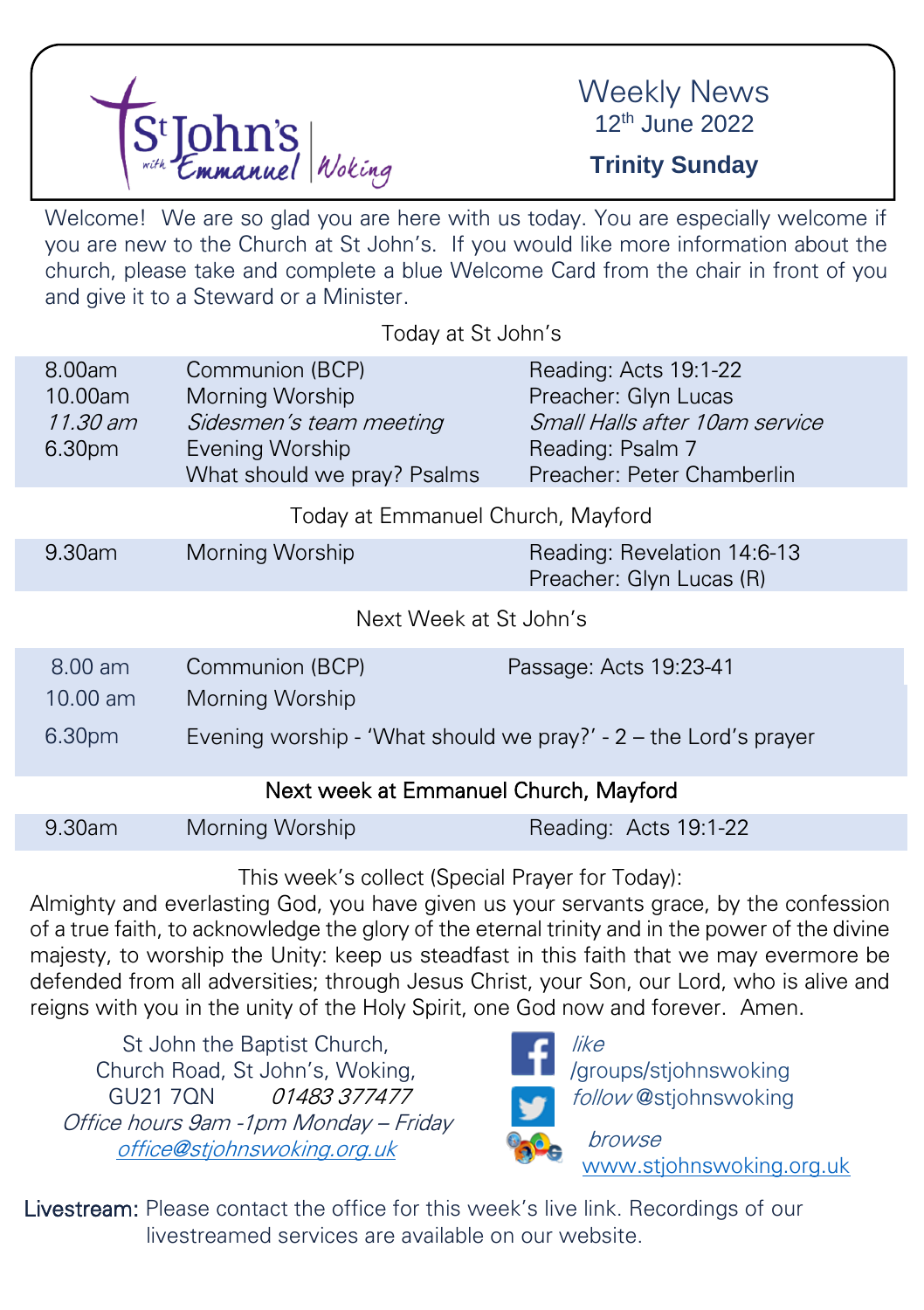# St John's with Emmanuel Woking

## Weekly News
12th June 2022

**Trinity Sunday**

Welcome! We are so glad you are here with us today. You are especially welcome if you are new to the Church at St John's. If you would like more information about the church, please take and complete a blue Welcome Card from the chair in front of you and give it to a Steward or a Minister.

### Today at St John's

| | | |
|---|---|---|
| 8.00am | Communion (BCP) | Reading: Acts 19:1-22 |
| 10.00am | Morning Worship | Preacher: Glyn Lucas |
| *11.30 am* | *Sidesmen's team meeting* | *Small Halls after 10am service* |
| 6.30pm | Evening Worship | Reading: Psalm 7 |
| | What should we pray? Psalms | Preacher: Peter Chamberlin |

### Today at Emmanuel Church, Mayford

| | | |
|---|---|---|
| 9.30am | Morning Worship | Reading: Revelation 14:6-13<br>Preacher: Glyn Lucas (R) |

### Next Week at St John's

| | | |
|---|---|---|
| 8.00 am | Communion (BCP) | Passage: Acts 19:23-41 |
| 10.00 am | Morning Worship | |
| 6.30pm | Evening worship - 'What should we pray?' - 2 – the Lord's prayer | |

### Next week at Emmanuel Church, Mayford

| | | |
|---|---|---|
| 9.30am | Morning Worship | Reading: Acts 19:1-22 |

This week's collect (Special Prayer for Today):

Almighty and everlasting God, you have given us your servants grace, by the confession of a true faith, to acknowledge the glory of the eternal trinity and in the power of the divine majesty, to worship the Unity: keep us steadfast in this faith that we may evermore be defended from all adversities; through Jesus Christ, your Son, our Lord, who is alive and reigns with you in the unity of the Holy Spirit, one God now and forever. Amen.

St John the Baptist Church,
Church Road, St John's, Woking,
GU21 7QN *01483 377477*
*Office hours 9am -1pm Monday – Friday*
*office@stjohnswoking.org.uk*

*like* /groups/stjohnswoking
*follow* @stjohnswoking
*browse* www.stjohnswoking.org.uk

Livestream: Please contact the office for this week's live link. Recordings of our livestreamed services are available on our website.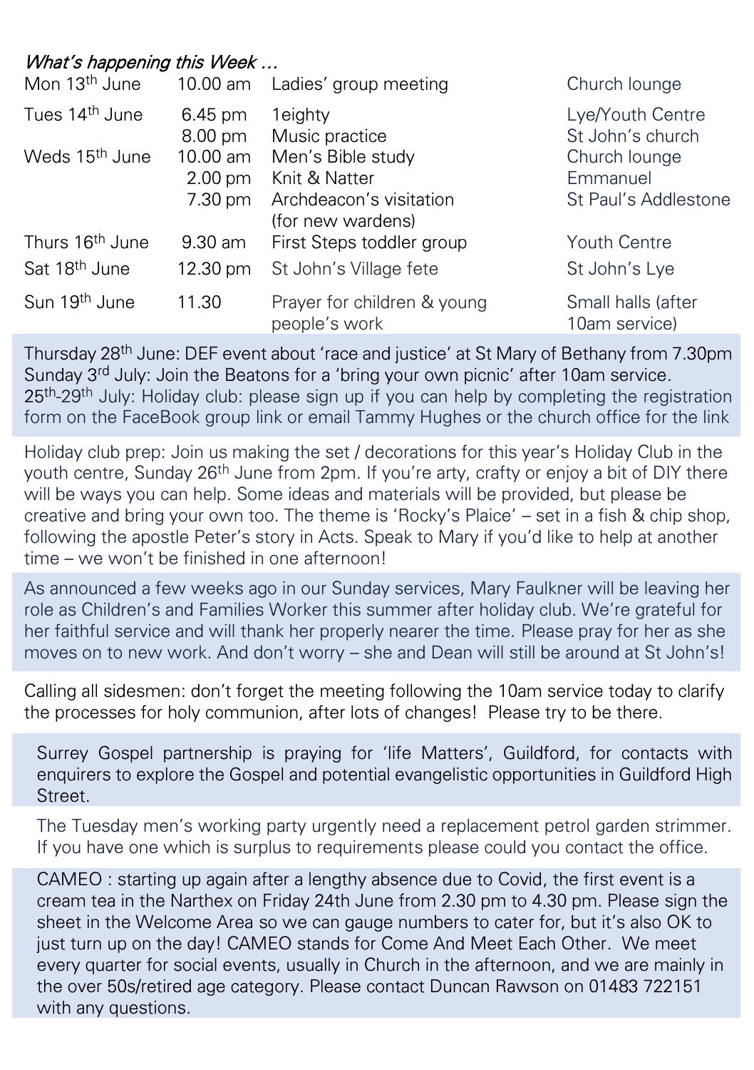*What's happening this Week …*

| | | | |
|---|---|---|---|
| Mon 13th June | 10.00 am | Ladies' group meeting | Church lounge |
| Tues 14th June | 6.45 pm | 1eighty | Lye/Youth Centre |
| | 8.00 pm | Music practice | St John's church |
| Weds 15th June | 10.00 am | Men's Bible study | Church lounge |
| | 2.00 pm | Knit & Natter | Emmanuel |
| | 7.30 pm | Archdeacon's visitation (for new wardens) | St Paul's Addlestone |
| Thurs 16th June | 9.30 am | First Steps toddler group | Youth Centre |
| Sat 18th June | 12.30 pm | St John's Village fete | St John's Lye |
| Sun 19th June | 11.30 | Prayer for children & young people's work | Small halls (after 10am service) |

Thursday 28th June: DEF event about 'race and justice' at St Mary of Bethany from 7.30pm
Sunday 3rd July: Join the Beatons for a 'bring your own picnic' after 10am service.
25th-29th July: Holiday club: please sign up if you can help by completing the registration form on the FaceBook group link or email Tammy Hughes or the church office for the link

Holiday club prep: Join us making the set / decorations for this year's Holiday Club in the youth centre, Sunday 26th June from 2pm. If you're arty, crafty or enjoy a bit of DIY there will be ways you can help. Some ideas and materials will be provided, but please be creative and bring your own too. The theme is 'Rocky's Plaice' – set in a fish & chip shop, following the apostle Peter's story in Acts. Speak to Mary if you'd like to help at another time – we won't be finished in one afternoon!

As announced a few weeks ago in our Sunday services, Mary Faulkner will be leaving her role as Children's and Families Worker this summer after holiday club. We're grateful for her faithful service and will thank her properly nearer the time. Please pray for her as she moves on to new work. And don't worry – she and Dean will still be around at St John's!

Calling all sidesmen: don't forget the meeting following the 10am service today to clarify the processes for holy communion, after lots of changes! Please try to be there.

Surrey Gospel partnership is praying for 'life Matters', Guildford, for contacts with enquirers to explore the Gospel and potential evangelistic opportunities in Guildford High Street.

The Tuesday men's working party urgently need a replacement petrol garden strimmer. If you have one which is surplus to requirements please could you contact the office.

CAMEO : starting up again after a lengthy absence due to Covid, the first event is a cream tea in the Narthex on Friday 24th June from 2.30 pm to 4.30 pm. Please sign the sheet in the Welcome Area so we can gauge numbers to cater for, but it's also OK to just turn up on the day! CAMEO stands for Come And Meet Each Other. We meet every quarter for social events, usually in Church in the afternoon, and we are mainly in the over 50s/retired age category. Please contact Duncan Rawson on 01483 722151 with any questions.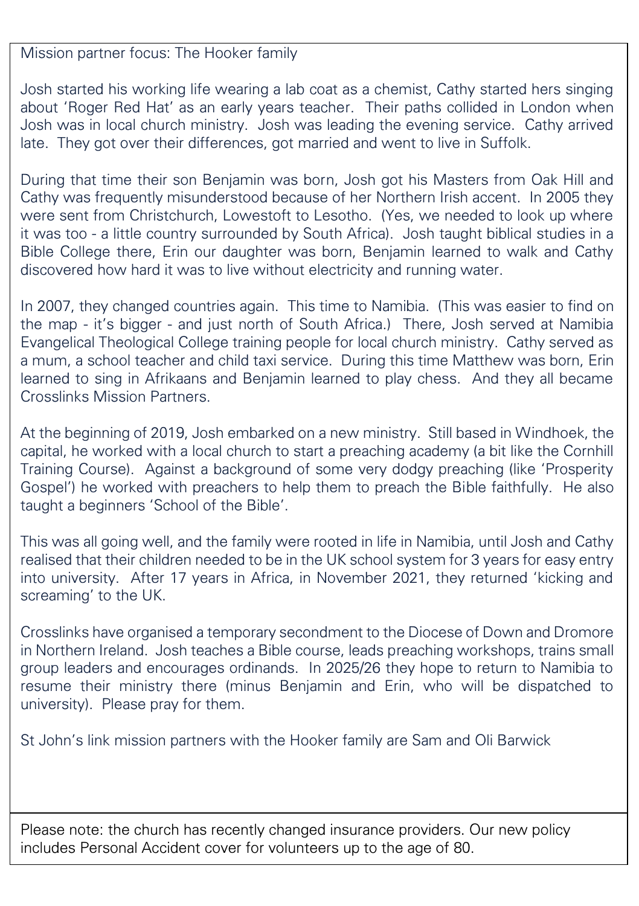Mission partner focus: The Hooker family

Josh started his working life wearing a lab coat as a chemist, Cathy started hers singing about 'Roger Red Hat' as an early years teacher. Their paths collided in London when Josh was in local church ministry. Josh was leading the evening service. Cathy arrived late. They got over their differences, got married and went to live in Suffolk.

During that time their son Benjamin was born, Josh got his Masters from Oak Hill and Cathy was frequently misunderstood because of her Northern Irish accent. In 2005 they were sent from Christchurch, Lowestoft to Lesotho. (Yes, we needed to look up where it was too - a little country surrounded by South Africa). Josh taught biblical studies in a Bible College there, Erin our daughter was born, Benjamin learned to walk and Cathy discovered how hard it was to live without electricity and running water.

In 2007, they changed countries again. This time to Namibia. (This was easier to find on the map - it's bigger - and just north of South Africa.) There, Josh served at Namibia Evangelical Theological College training people for local church ministry. Cathy served as a mum, a school teacher and child taxi service. During this time Matthew was born, Erin learned to sing in Afrikaans and Benjamin learned to play chess. And they all became Crosslinks Mission Partners.

At the beginning of 2019, Josh embarked on a new ministry. Still based in Windhoek, the capital, he worked with a local church to start a preaching academy (a bit like the Cornhill Training Course). Against a background of some very dodgy preaching (like 'Prosperity Gospel') he worked with preachers to help them to preach the Bible faithfully. He also taught a beginners 'School of the Bible'.

This was all going well, and the family were rooted in life in Namibia, until Josh and Cathy realised that their children needed to be in the UK school system for 3 years for easy entry into university. After 17 years in Africa, in November 2021, they returned 'kicking and screaming' to the UK.

Crosslinks have organised a temporary secondment to the Diocese of Down and Dromore in Northern Ireland. Josh teaches a Bible course, leads preaching workshops, trains small group leaders and encourages ordinands. In 2025/26 they hope to return to Namibia to resume their ministry there (minus Benjamin and Erin, who will be dispatched to university). Please pray for them.

St John's link mission partners with the Hooker family are Sam and Oli Barwick

---

Please note: the church has recently changed insurance providers. Our new policy includes Personal Accident cover for volunteers up to the age of 80.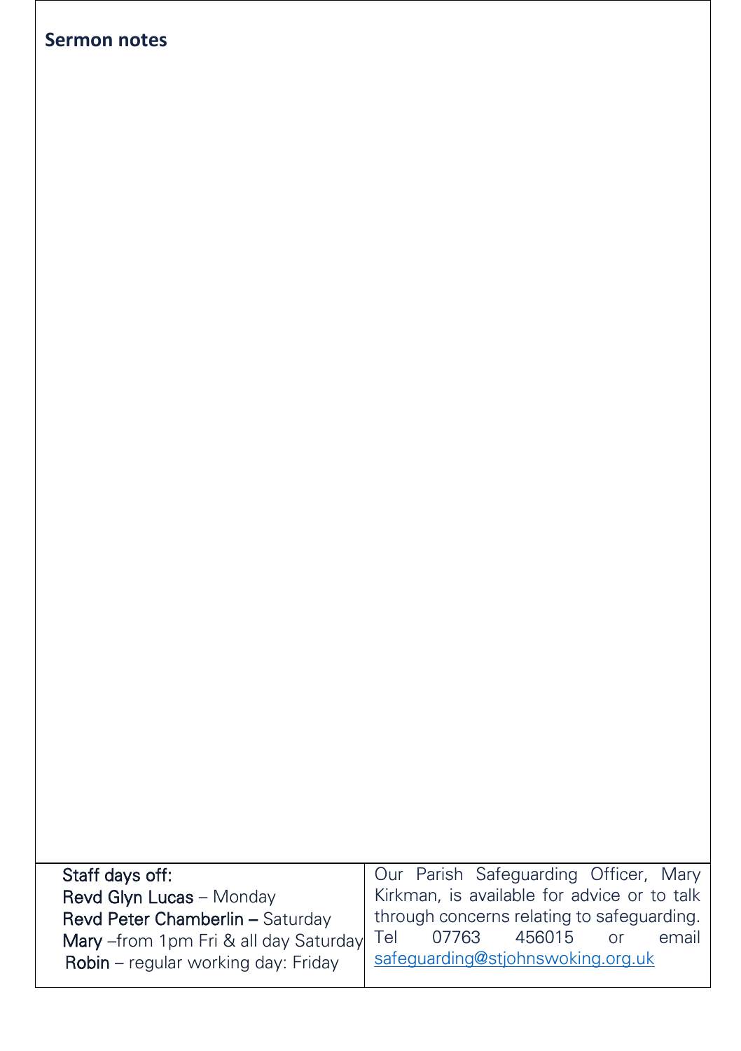## Sermon notes

| | |
|---|---|
| Staff days off:<br>**Revd Glyn Lucas** – Monday<br>**Revd Peter Chamberlin –** Saturday<br>**Mary** –from 1pm Fri & all day Saturday<br>**Robin** – regular working day: Friday | Our Parish Safeguarding Officer, Mary Kirkman, is available for advice or to talk through concerns relating to safeguarding. Tel 07763 456015 or email safeguarding@stjohnswoking.org.uk |